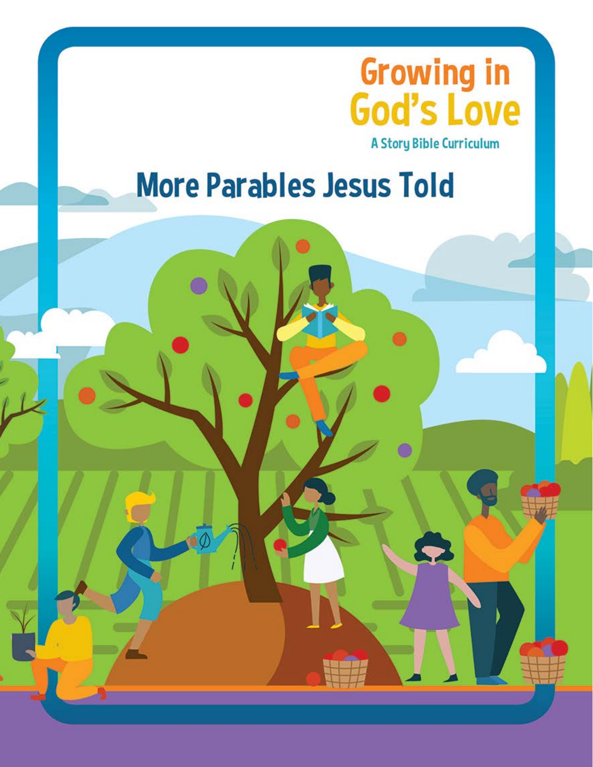# Growing in God's Love

A Story Bible Curriculum

## More Parables Jesus Told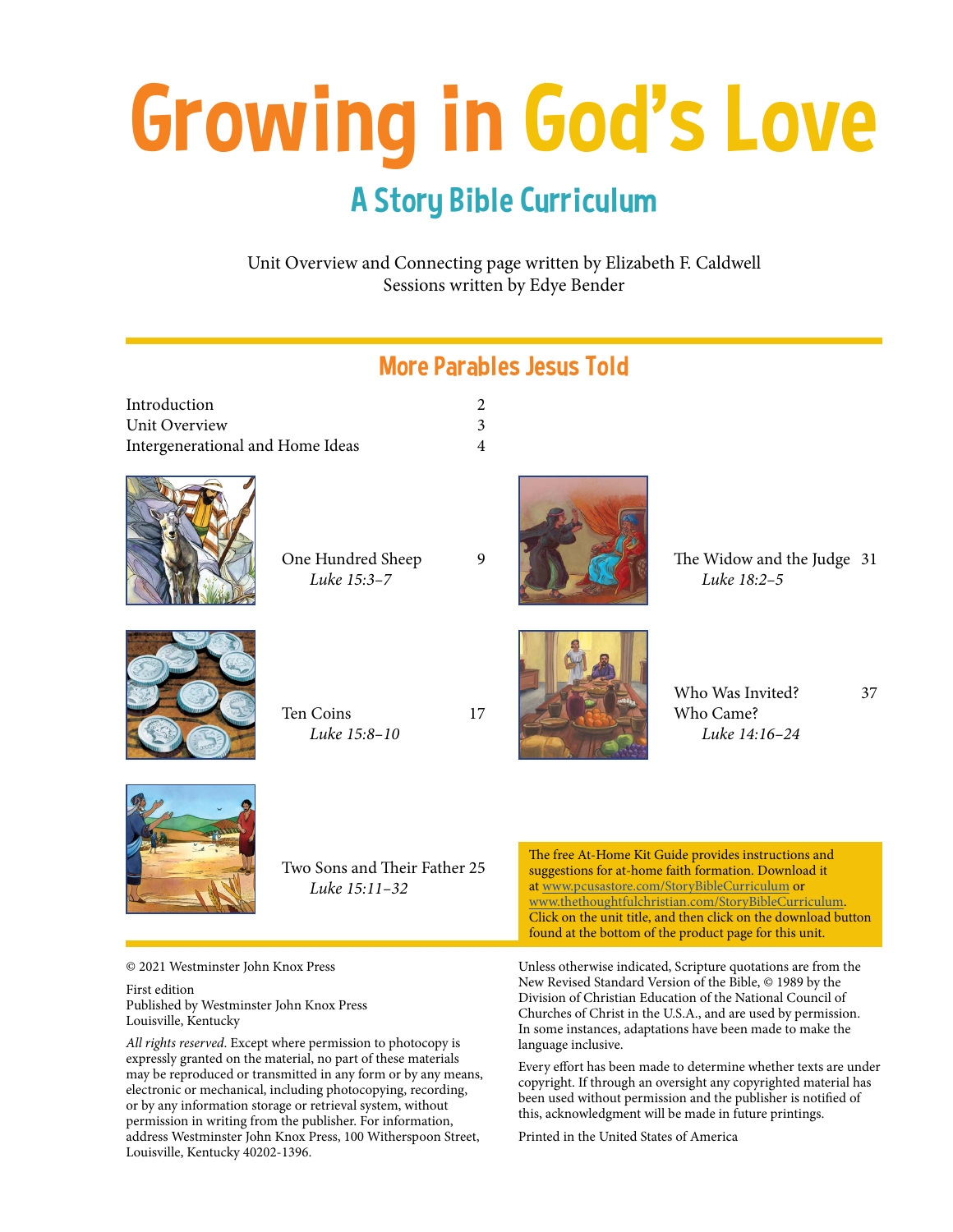# Growing in God's Love

## A Story Bible Curriculum

Unit Overview and Connecting page written by Elizabeth F. Caldwell
Sessions written by Edye Bender

## More Parables Jesus Told

| | |
|---|---|
| Introduction | 2 |
| Unit Overview | 3 |
| Intergenerational and Home Ideas | 4 |
| One Hundred Sheep *Luke 15:3–7* | 9 |
| Ten Coins *Luke 15:8–10* | 17 |
| Two Sons and Their Father *Luke 15:11–32* | 25 |
| The Widow and the Judge *Luke 18:2–5* | 31 |
| Who Was Invited? Who Came? *Luke 14:16–24* | 37 |

The free At-Home Kit Guide provides instructions and suggestions for at-home faith formation. Download it at www.pcusastore.com/StoryBibleCurriculum or www.thethoughtfulchristian.com/StoryBibleCurriculum. Click on the unit title, and then click on the download button found at the bottom of the product page for this unit.

© 2021 Westminster John Knox Press

First edition
Published by Westminster John Knox Press
Louisville, Kentucky

*All rights reserved.* Except where permission to photocopy is expressly granted on the material, no part of these materials may be reproduced or transmitted in any form or by any means, electronic or mechanical, including photocopying, recording, or by any information storage or retrieval system, without permission in writing from the publisher. For information, address Westminster John Knox Press, 100 Witherspoon Street, Louisville, Kentucky 40202-1396.

Unless otherwise indicated, Scripture quotations are from the New Revised Standard Version of the Bible, © 1989 by the Division of Christian Education of the National Council of Churches of Christ in the U.S.A., and are used by permission. In some instances, adaptations have been made to make the language inclusive.

Every effort has been made to determine whether texts are under copyright. If through an oversight any copyrighted material has been used without permission and the publisher is notified of this, acknowledgment will be made in future printings.

Printed in the United States of America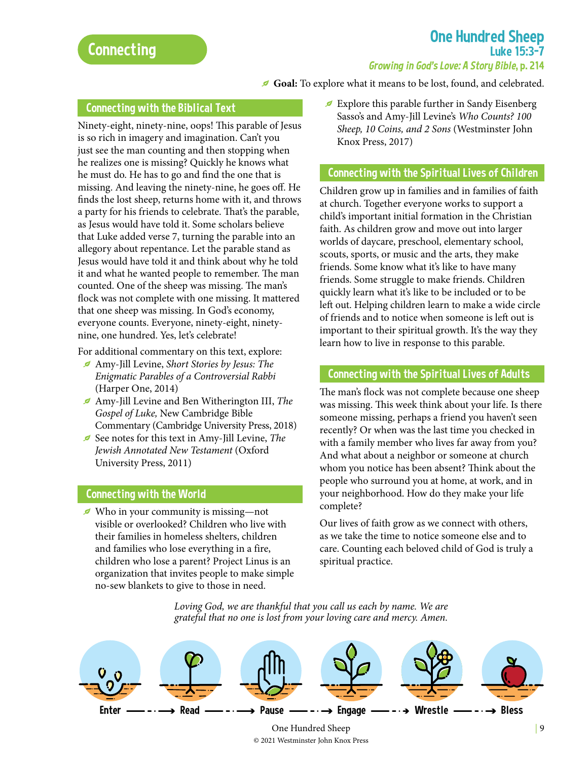# Connecting

## One Hundred Sheep

### Luke 15:3–7

*Growing in God's Love: A Story Bible*, p. 214

**Goal:** To explore what it means to be lost, found, and celebrated.

### Connecting with the Biblical Text

Ninety-eight, ninety-nine, oops! This parable of Jesus is so rich in imagery and imagination. Can't you just see the man counting and then stopping when he realizes one is missing? Quickly he knows what he must do. He has to go and find the one that is missing. And leaving the ninety-nine, he goes off. He finds the lost sheep, returns home with it, and throws a party for his friends to celebrate. That's the parable, as Jesus would have told it. Some scholars believe that Luke added verse 7, turning the parable into an allegory about repentance. Let the parable stand as Jesus would have told it and think about why he told it and what he wanted people to remember. The man counted. One of the sheep was missing. The man's flock was not complete with one missing. It mattered that one sheep was missing. In God's economy, everyone counts. Everyone, ninety-eight, ninety-nine, one hundred. Yes, let's celebrate!

For additional commentary on this text, explore:

- Amy-Jill Levine, *Short Stories by Jesus: The Enigmatic Parables of a Controversial Rabbi* (Harper One, 2014)
- Amy-Jill Levine and Ben Witherington III, *The Gospel of Luke,* New Cambridge Bible Commentary (Cambridge University Press, 2018)
- See notes for this text in Amy-Jill Levine, *The Jewish Annotated New Testament* (Oxford University Press, 2011)
- Explore this parable further in Sandy Eisenberg Sasso's and Amy-Jill Levine's *Who Counts? 100 Sheep, 10 Coins, and 2 Sons* (Westminster John Knox Press, 2017)

### Connecting with the World

- Who in your community is missing—not visible or overlooked? Children who live with their families in homeless shelters, children and families who lose everything in a fire, children who lose a parent? Project Linus is an organization that invites people to make simple no-sew blankets to give to those in need.

### Connecting with the Spiritual Lives of Children

Children grow up in families and in families of faith at church. Together everyone works to support a child's important initial formation in the Christian faith. As children grow and move out into larger worlds of daycare, preschool, elementary school, scouts, sports, or music and the arts, they make friends. Some know what it's like to have many friends. Some struggle to make friends. Children quickly learn what it's like to be included or to be left out. Helping children learn to make a wide circle of friends and to notice when someone is left out is important to their spiritual growth. It's the way they learn how to live in response to this parable.

### Connecting with the Spiritual Lives of Adults

The man's flock was not complete because one sheep was missing. This week think about your life. Is there someone missing, perhaps a friend you haven't seen recently? Or when was the last time you checked in with a family member who lives far away from you? And what about a neighbor or someone at church whom you notice has been absent? Think about the people who surround you at home, at work, and in your neighborhood. How do they make your life complete?

Our lives of faith grow as we connect with others, as we take the time to notice someone else and to care. Counting each beloved child of God is truly a spiritual practice.

*Loving God, we are thankful that you call us each by name. We are grateful that no one is lost from your loving care and mercy. Amen.*

Enter → Read → Pause → Engage → Wrestle → Bless

One Hundred Sheep

© 2021 Westminster John Knox Press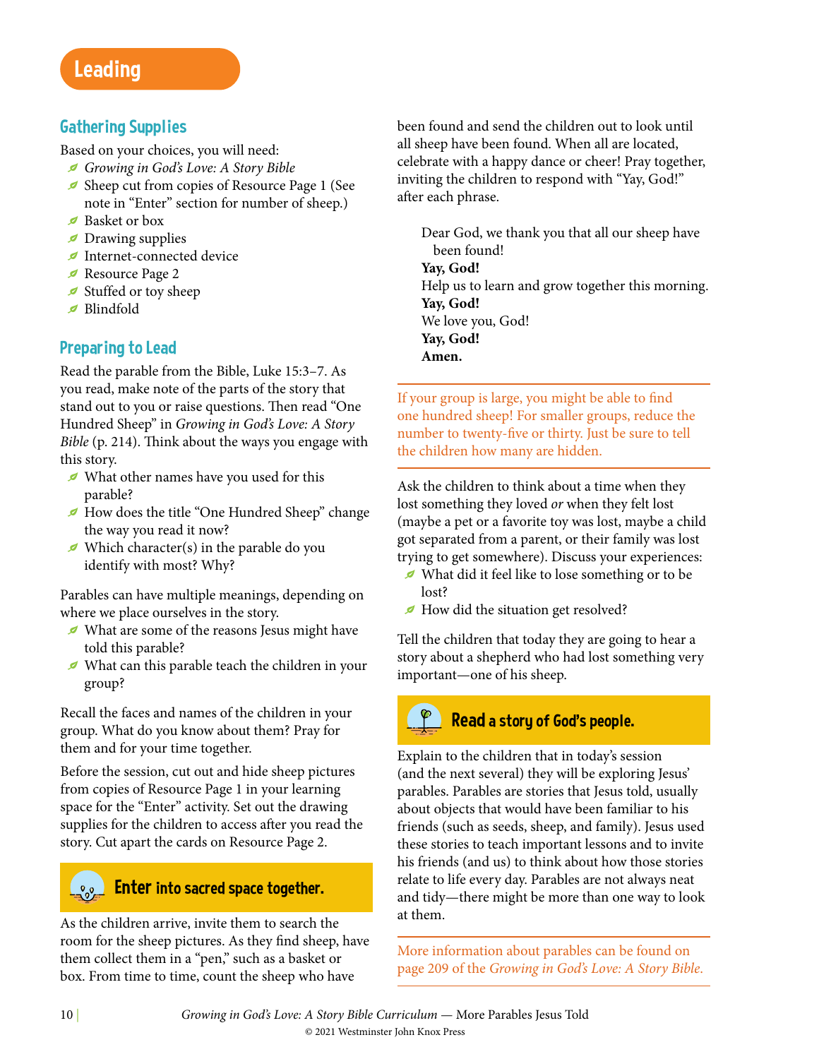# Leading

## Gathering Supplies

Based on your choices, you will need:

- *Growing in God's Love: A Story Bible*
- Sheep cut from copies of Resource Page 1 (See note in "Enter" section for number of sheep.)
- Basket or box
- Drawing supplies
- Internet-connected device
- Resource Page 2
- Stuffed or toy sheep
- Blindfold

## Preparing to Lead

Read the parable from the Bible, Luke 15:3–7. As you read, make note of the parts of the story that stand out to you or raise questions. Then read "One Hundred Sheep" in *Growing in God's Love: A Story Bible* (p. 214). Think about the ways you engage with this story.

- What other names have you used for this parable?
- How does the title "One Hundred Sheep" change the way you read it now?
- Which character(s) in the parable do you identify with most? Why?

Parables can have multiple meanings, depending on where we place ourselves in the story.

- What are some of the reasons Jesus might have told this parable?
- What can this parable teach the children in your group?

Recall the faces and names of the children in your group. What do you know about them? Pray for them and for your time together.

Before the session, cut out and hide sheep pictures from copies of Resource Page 1 in your learning space for the "Enter" activity. Set out the drawing supplies for the children to access after you read the story. Cut apart the cards on Resource Page 2.

## Enter into sacred space together.

As the children arrive, invite them to search the room for the sheep pictures. As they find sheep, have them collect them in a "pen," such as a basket or box. From time to time, count the sheep who have been found and send the children out to look until all sheep have been found. When all are located, celebrate with a happy dance or cheer! Pray together, inviting the children to respond with "Yay, God!" after each phrase.

> Dear God, we thank you that all our sheep have been found!
> **Yay, God!**
> Help us to learn and grow together this morning.
> **Yay, God!**
> We love you, God!
> **Yay, God!**
> **Amen.**

If your group is large, you might be able to find one hundred sheep! For smaller groups, reduce the number to twenty-five or thirty. Just be sure to tell the children how many are hidden.

Ask the children to think about a time when they lost something they loved *or* when they felt lost (maybe a pet or a favorite toy was lost, maybe a child got separated from a parent, or their family was lost trying to get somewhere). Discuss your experiences:

- What did it feel like to lose something or to be lost?
- How did the situation get resolved?

Tell the children that today they are going to hear a story about a shepherd who had lost something very important—one of his sheep.

## Read a story of God's people.

Explain to the children that in today's session (and the next several) they will be exploring Jesus' parables. Parables are stories that Jesus told, usually about objects that would have been familiar to his friends (such as seeds, sheep, and family). Jesus used these stories to teach important lessons and to invite his friends (and us) to think about how those stories relate to life every day. Parables are not always neat and tidy—there might be more than one way to look at them.

More information about parables can be found on page 209 of the *Growing in God's Love: A Story Bible.*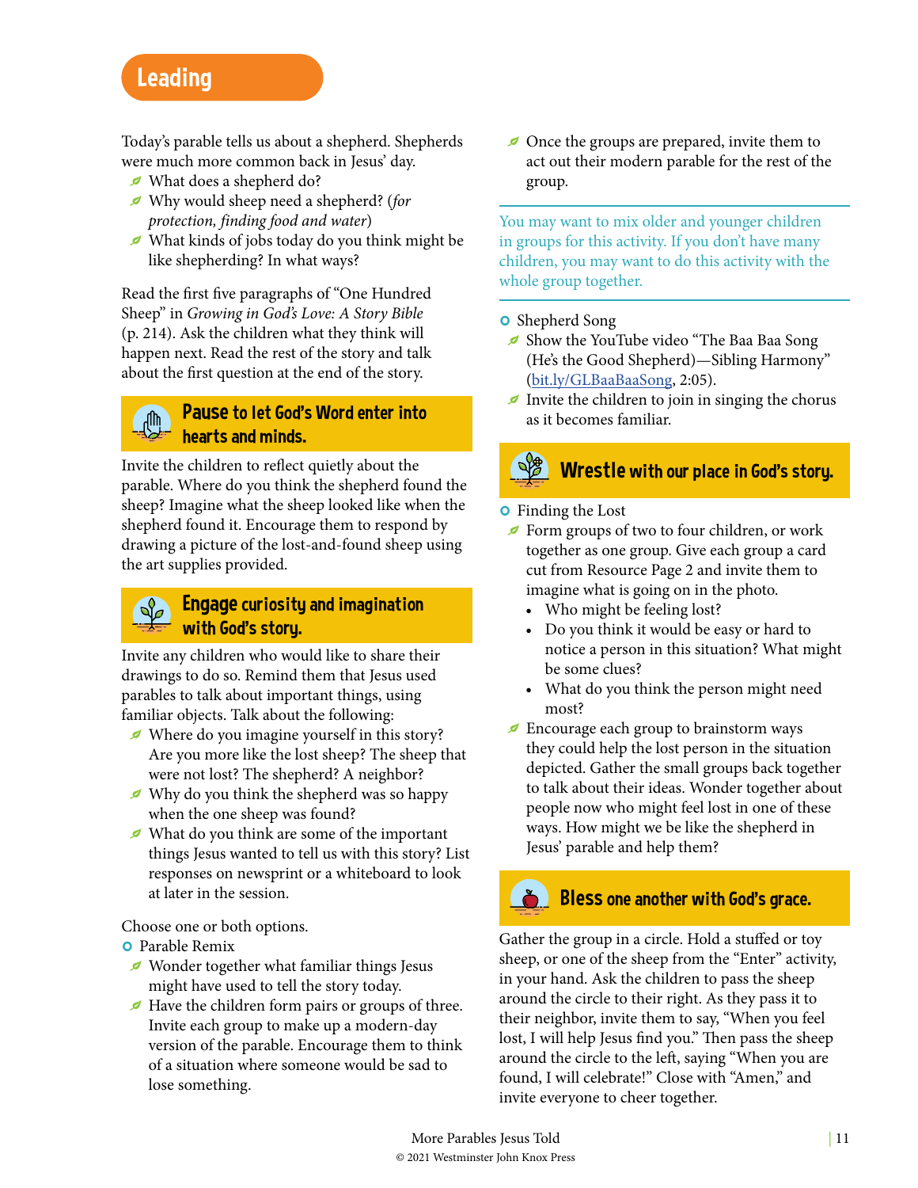## Leading

Today's parable tells us about a shepherd. Shepherds were much more common back in Jesus' day.

- What does a shepherd do?
- Why would sheep need a shepherd? (*for protection, finding food and water*)
- What kinds of jobs today do you think might be like shepherding? In what ways?

Read the first five paragraphs of "One Hundred Sheep" in *Growing in God's Love: A Story Bible* (p. 214). Ask the children what they think will happen next. Read the rest of the story and talk about the first question at the end of the story.

### Pause to let God's Word enter into hearts and minds.

Invite the children to reflect quietly about the parable. Where do you think the shepherd found the sheep? Imagine what the sheep looked like when the shepherd found it. Encourage them to respond by drawing a picture of the lost-and-found sheep using the art supplies provided.

### Engage curiosity and imagination with God's story.

Invite any children who would like to share their drawings to do so. Remind them that Jesus used parables to talk about important things, using familiar objects. Talk about the following:

- Where do you imagine yourself in this story? Are you more like the lost sheep? The sheep that were not lost? The shepherd? A neighbor?
- Why do you think the shepherd was so happy when the one sheep was found?
- What do you think are some of the important things Jesus wanted to tell us with this story? List responses on newsprint or a whiteboard to look at later in the session.

Choose one or both options.

- Parable Remix
  - Wonder together what familiar things Jesus might have used to tell the story today.
  - Have the children form pairs or groups of three. Invite each group to make up a modern-day version of the parable. Encourage them to think of a situation where someone would be sad to lose something.
  - Once the groups are prepared, invite them to act out their modern parable for the rest of the group.

You may want to mix older and younger children in groups for this activity. If you don't have many children, you may want to do this activity with the whole group together.

- Shepherd Song
  - Show the YouTube video "The Baa Baa Song (He's the Good Shepherd)—Sibling Harmony" (bit.ly/GLBaaBaaSong, 2:05).
  - Invite the children to join in singing the chorus as it becomes familiar.

### Wrestle with our place in God's story.

- Finding the Lost
  - Form groups of two to four children, or work together as one group. Give each group a card cut from Resource Page 2 and invite them to imagine what is going on in the photo.
    - Who might be feeling lost?
    - Do you think it would be easy or hard to notice a person in this situation? What might be some clues?
    - What do you think the person might need most?
  - Encourage each group to brainstorm ways they could help the lost person in the situation depicted. Gather the small groups back together to talk about their ideas. Wonder together about people now who might feel lost in one of these ways. How might we be like the shepherd in Jesus' parable and help them?

### Bless one another with God's grace.

Gather the group in a circle. Hold a stuffed or toy sheep, or one of the sheep from the "Enter" activity, in your hand. Ask the children to pass the sheep around the circle to their right. As they pass it to their neighbor, invite them to say, "When you feel lost, I will help Jesus find you." Then pass the sheep around the circle to the left, saying "When you are found, I will celebrate!" Close with "Amen," and invite everyone to cheer together.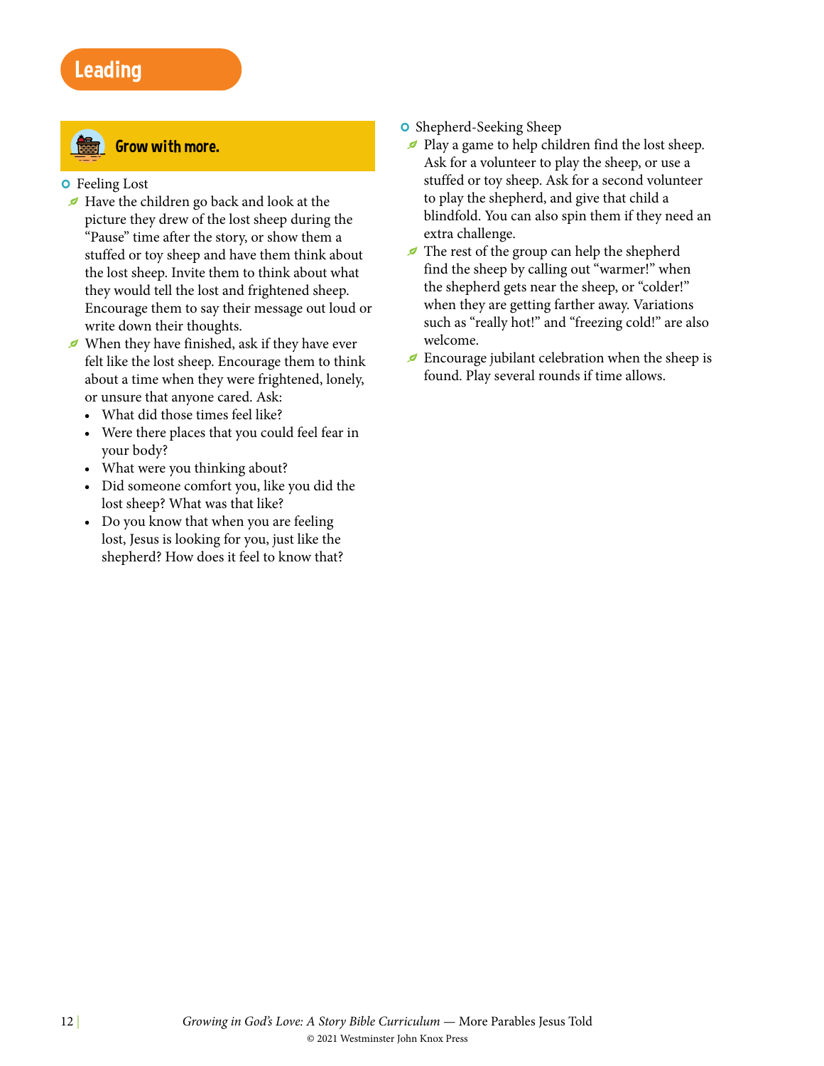# Leading

## Grow with more.

**Feeling Lost**

- Have the children go back and look at the picture they drew of the lost sheep during the "Pause" time after the story, or show them a stuffed or toy sheep and have them think about the lost sheep. Invite them to think about what they would tell the lost and frightened sheep. Encourage them to say their message out loud or write down their thoughts.
- When they have finished, ask if they have ever felt like the lost sheep. Encourage them to think about a time when they were frightened, lonely, or unsure that anyone cared. Ask:
  - What did those times feel like?
  - Were there places that you could feel fear in your body?
  - What were you thinking about?
  - Did someone comfort you, like you did the lost sheep? What was that like?
  - Do you know that when you are feeling lost, Jesus is looking for you, just like the shepherd? How does it feel to know that?

**Shepherd-Seeking Sheep**

- Play a game to help children find the lost sheep. Ask for a volunteer to play the sheep, or use a stuffed or toy sheep. Ask for a second volunteer to play the shepherd, and give that child a blindfold. You can also spin them if they need an extra challenge.
- The rest of the group can help the shepherd find the sheep by calling out "warmer!" when the shepherd gets near the sheep, or "colder!" when they are getting farther away. Variations such as "really hot!" and "freezing cold!" are also welcome.
- Encourage jubilant celebration when the sheep is found. Play several rounds if time allows.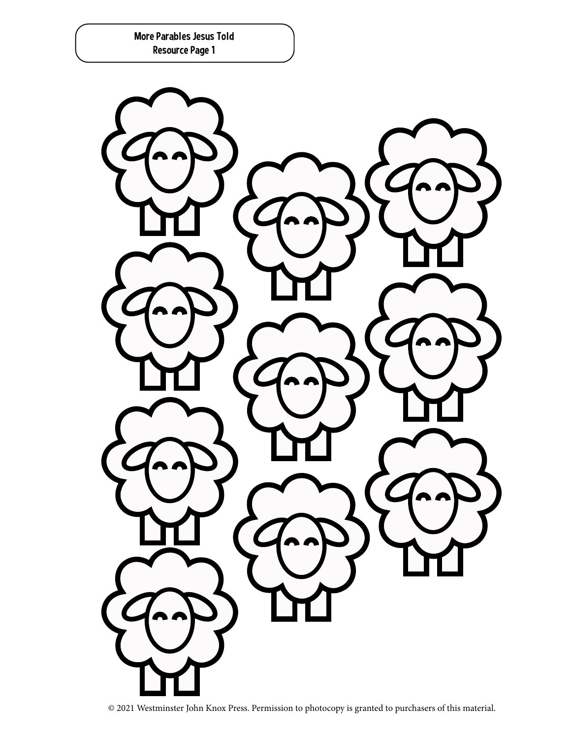**More Parables Jesus Told**
**Resource Page 1**

© 2021 Westminster John Knox Press. Permission to photocopy is granted to purchasers of this material.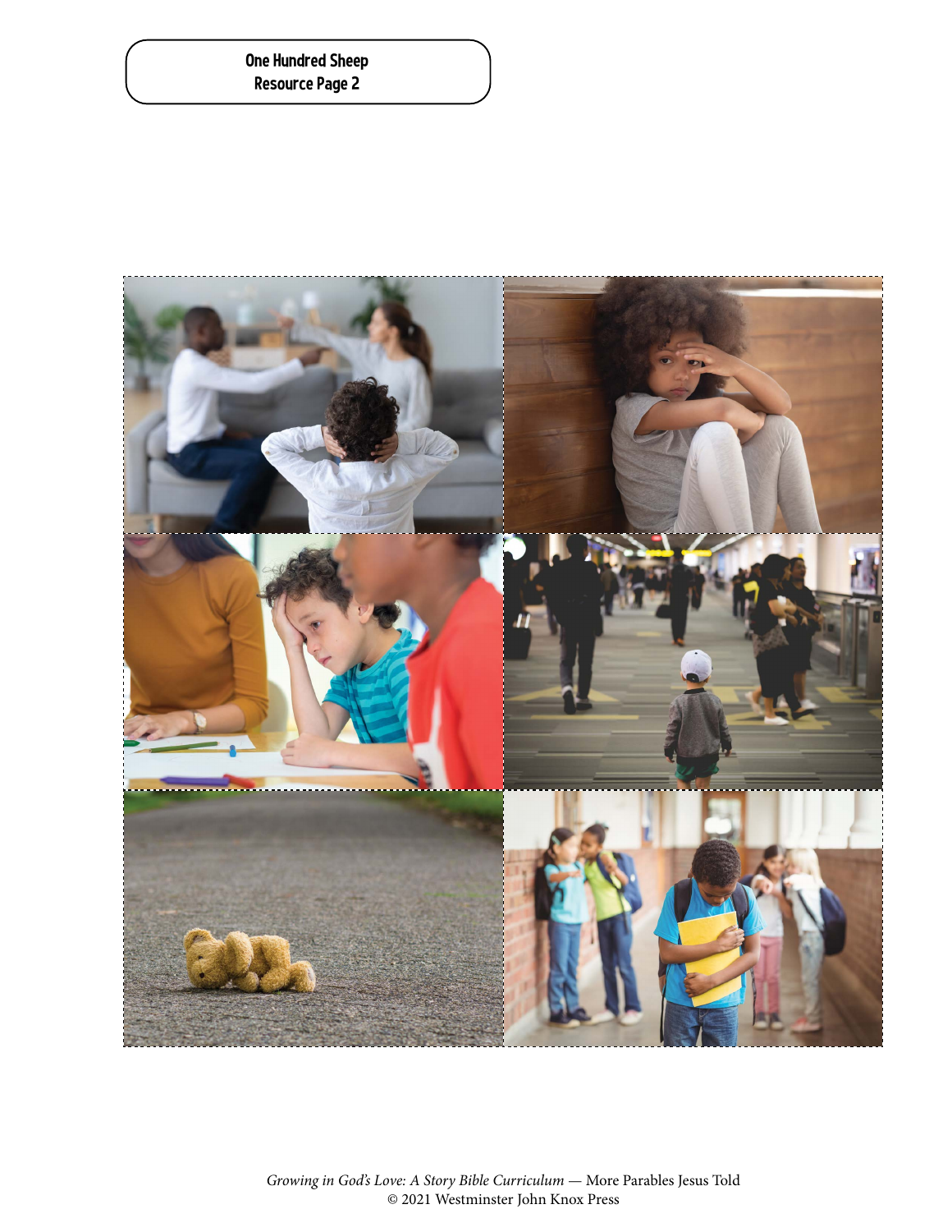One Hundred Sheep
Resource Page 2